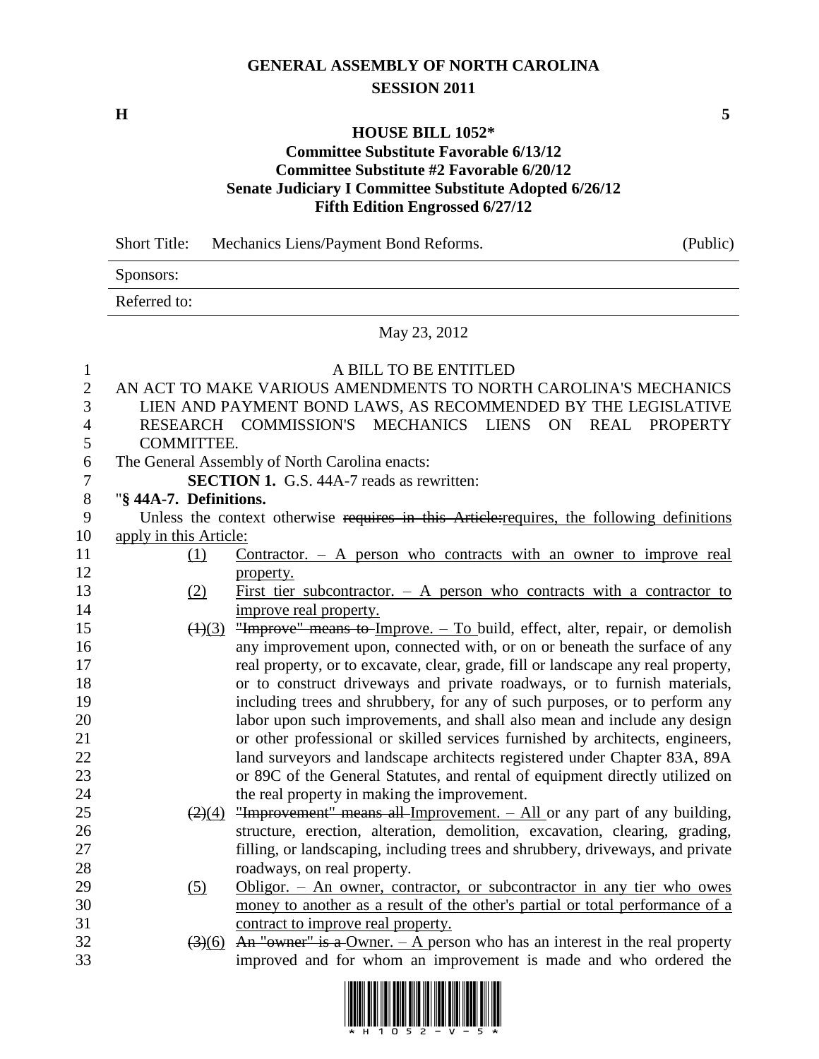# GENERAL ASSEMBLY OF NORTH CAROLINA
## SESSION 2011

**H** **5**

**HOUSE BILL 1052***
**Committee Substitute Favorable 6/13/12**
**Committee Substitute #2 Favorable 6/20/12**
**Senate Judiciary I Committee Substitute Adopted 6/26/12**
**Fifth Edition Engrossed 6/27/12**

Short Title: Mechanics Liens/Payment Bond Reforms. (Public)

Sponsors:

Referred to:

May 23, 2012

A BILL TO BE ENTITLED

AN ACT TO MAKE VARIOUS AMENDMENTS TO NORTH CAROLINA'S MECHANICS LIEN AND PAYMENT BOND LAWS, AS RECOMMENDED BY THE LEGISLATIVE RESEARCH COMMISSION'S MECHANICS LIENS ON REAL PROPERTY COMMITTEE.

The General Assembly of North Carolina enacts:

**SECTION 1.** G.S. 44A-7 reads as rewritten:

"**§ 44A-7. Definitions.**

Unless the context otherwise ~~requires in this Article:~~requires, the following definitions apply in this Article:

(1) Contractor. – A person who contracts with an owner to improve real property.

(2) First tier subcontractor. – A person who contracts with a contractor to improve real property.

~~(1)~~(3) ~~"Improve" means to~~ Improve. – To build, effect, alter, repair, or demolish any improvement upon, connected with, or on or beneath the surface of any real property, or to excavate, clear, grade, fill or landscape any real property, or to construct driveways and private roadways, or to furnish materials, including trees and shrubbery, for any of such purposes, or to perform any labor upon such improvements, and shall also mean and include any design or other professional or skilled services furnished by architects, engineers, land surveyors and landscape architects registered under Chapter 83A, 89A or 89C of the General Statutes, and rental of equipment directly utilized on the real property in making the improvement.

~~(2)~~(4) ~~"Improvement" means all~~ Improvement. – All or any part of any building, structure, erection, alteration, demolition, excavation, clearing, grading, filling, or landscaping, including trees and shrubbery, driveways, and private roadways, on real property.

(5) Obligor. – An owner, contractor, or subcontractor in any tier who owes money to another as a result of the other's partial or total performance of a contract to improve real property.

~~(3)~~(6) ~~An "owner" is a~~ Owner. – A person who has an interest in the real property improved and for whom an improvement is made and who ordered the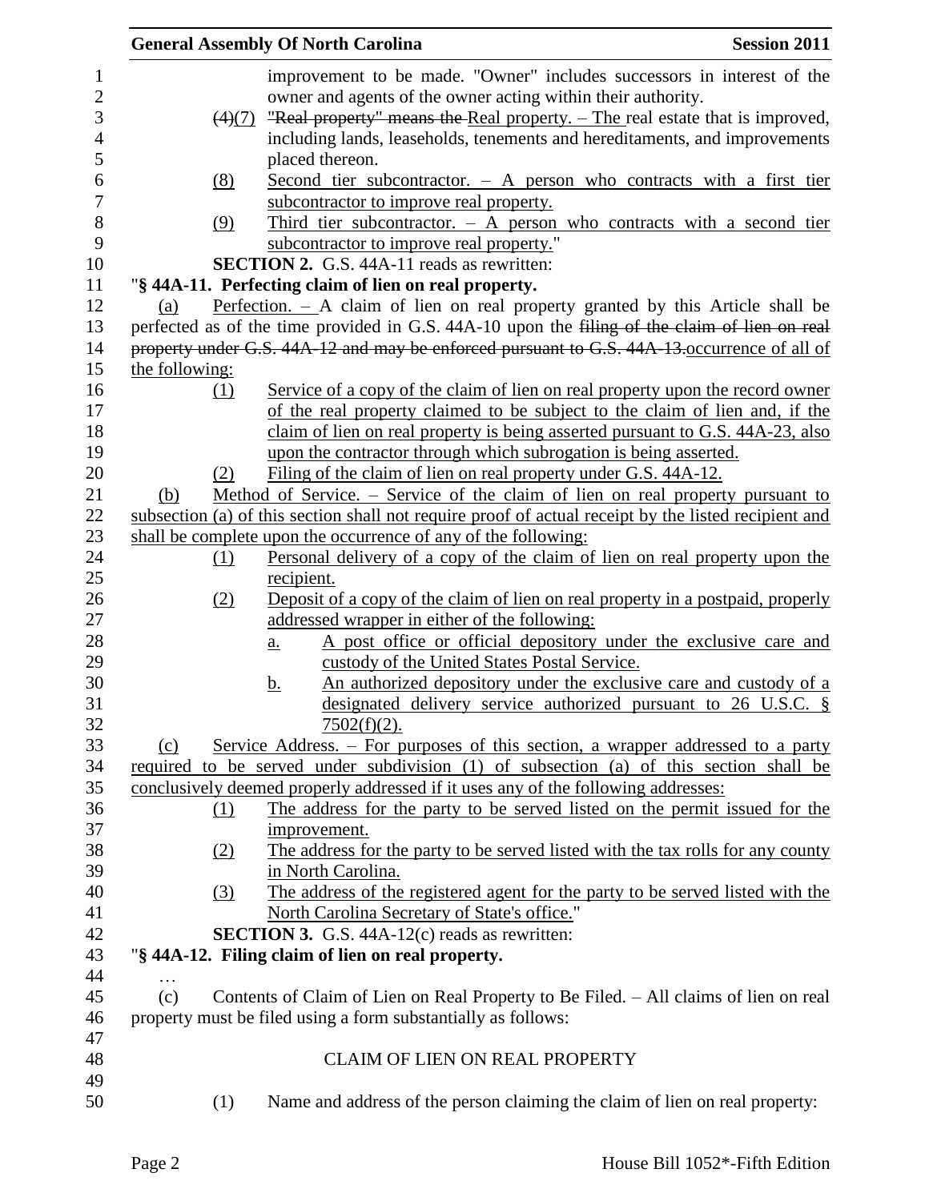improvement to be made. "Owner" includes successors in interest of the owner and agents of the owner acting within their authority.

~~(4)~~(7) ~~"Real property" means the~~ Real property. – The real estate that is improved, including lands, leaseholds, tenements and hereditaments, and improvements placed thereon.

(8) Second tier subcontractor. – A person who contracts with a first tier subcontractor to improve real property.

(9) Third tier subcontractor. – A person who contracts with a second tier subcontractor to improve real property."

**SECTION 2.** G.S. 44A-11 reads as rewritten:

"**§ 44A-11. Perfecting claim of lien on real property.**

(a) Perfection. – A claim of lien on real property granted by this Article shall be perfected as of the time provided in G.S. 44A-10 upon the ~~filing of the claim of lien on real property under G.S. 44A-12 and may be enforced pursuant to G.S. 44A-13.~~occurrence of all of the following:

(1) Service of a copy of the claim of lien on real property upon the record owner of the real property claimed to be subject to the claim of lien and, if the claim of lien on real property is being asserted pursuant to G.S. 44A-23, also upon the contractor through which subrogation is being asserted.

(2) Filing of the claim of lien on real property under G.S. 44A-12.

(b) Method of Service. – Service of the claim of lien on real property pursuant to subsection (a) of this section shall not require proof of actual receipt by the listed recipient and shall be complete upon the occurrence of any of the following:

(1) Personal delivery of a copy of the claim of lien on real property upon the recipient.

(2) Deposit of a copy of the claim of lien on real property in a postpaid, properly addressed wrapper in either of the following:

a. A post office or official depository under the exclusive care and custody of the United States Postal Service.

b. An authorized depository under the exclusive care and custody of a designated delivery service authorized pursuant to 26 U.S.C. § 7502(f)(2).

(c) Service Address. – For purposes of this section, a wrapper addressed to a party required to be served under subdivision (1) of subsection (a) of this section shall be conclusively deemed properly addressed if it uses any of the following addresses:

(1) The address for the party to be served listed on the permit issued for the improvement.

(2) The address for the party to be served listed with the tax rolls for any county in North Carolina.

(3) The address of the registered agent for the party to be served listed with the North Carolina Secretary of State's office."

**SECTION 3.** G.S. 44A-12(c) reads as rewritten:

"**§ 44A-12. Filing claim of lien on real property.**

…

(c) Contents of Claim of Lien on Real Property to Be Filed. – All claims of lien on real property must be filed using a form substantially as follows:

CLAIM OF LIEN ON REAL PROPERTY

(1) Name and address of the person claiming the claim of lien on real property: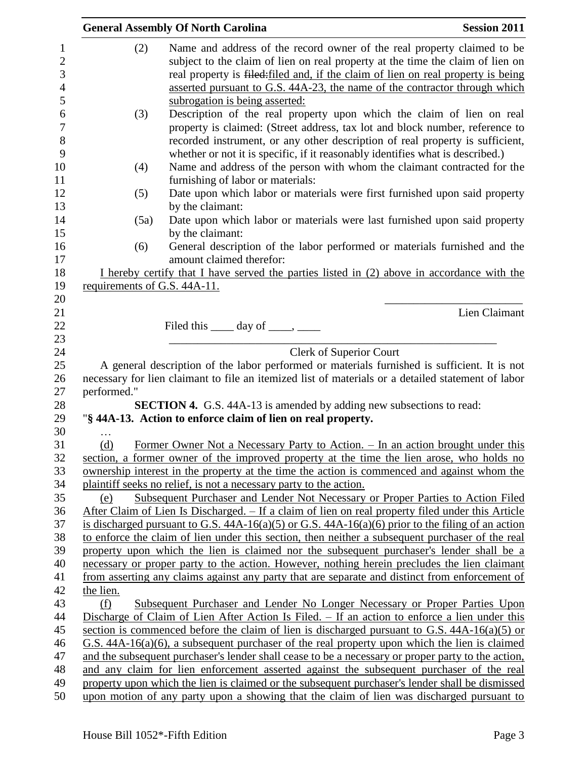(2) Name and address of the record owner of the real property claimed to be subject to the claim of lien on real property at the time the claim of lien on real property is ~~filed:~~filed and, if the claim of lien on real property is being asserted pursuant to G.S. 44A-23, the name of the contractor through which subrogation is being asserted:

(3) Description of the real property upon which the claim of lien on real property is claimed: (Street address, tax lot and block number, reference to recorded instrument, or any other description of real property is sufficient, whether or not it is specific, if it reasonably identifies what is described.)

(4) Name and address of the person with whom the claimant contracted for the furnishing of labor or materials:

(5) Date upon which labor or materials were first furnished upon said property by the claimant:

(5a) Date upon which labor or materials were last furnished upon said property by the claimant:

(6) General description of the labor performed or materials furnished and the amount claimed therefor:

I hereby certify that I have served the parties listed in (2) above in accordance with the requirements of G.S. 44A-11.

\_\_\_\_\_\_\_\_\_\_\_\_\_\_\_\_\_\_\_\_\_\_\_\_\_\_

Lien Claimant

Filed this \_\_\_\_ day of \_\_\_\_, \_\_\_\_

\_\_\_\_\_\_\_\_\_\_\_\_\_\_\_\_\_\_\_\_\_\_\_\_\_\_\_\_\_\_\_\_\_\_\_\_\_\_\_\_\_\_\_\_\_\_\_\_\_\_\_\_\_\_\_\_\_\_

Clerk of Superior Court

A general description of the labor performed or materials furnished is sufficient. It is not necessary for lien claimant to file an itemized list of materials or a detailed statement of labor performed."

**SECTION 4.** G.S. 44A-13 is amended by adding new subsections to read:

"**§ 44A-13. Action to enforce claim of lien on real property.**

…

(d) Former Owner Not a Necessary Party to Action. – In an action brought under this section, a former owner of the improved property at the time the lien arose, who holds no ownership interest in the property at the time the action is commenced and against whom the plaintiff seeks no relief, is not a necessary party to the action.

(e) Subsequent Purchaser and Lender Not Necessary or Proper Parties to Action Filed After Claim of Lien Is Discharged. – If a claim of lien on real property filed under this Article is discharged pursuant to G.S. 44A-16(a)(5) or G.S. 44A-16(a)(6) prior to the filing of an action to enforce the claim of lien under this section, then neither a subsequent purchaser of the real property upon which the lien is claimed nor the subsequent purchaser's lender shall be a necessary or proper party to the action. However, nothing herein precludes the lien claimant from asserting any claims against any party that are separate and distinct from enforcement of the lien.

(f) Subsequent Purchaser and Lender No Longer Necessary or Proper Parties Upon Discharge of Claim of Lien After Action Is Filed. – If an action to enforce a lien under this section is commenced before the claim of lien is discharged pursuant to G.S. 44A-16(a)(5) or G.S. 44A-16(a)(6), a subsequent purchaser of the real property upon which the lien is claimed and the subsequent purchaser's lender shall cease to be a necessary or proper party to the action, and any claim for lien enforcement asserted against the subsequent purchaser of the real property upon which the lien is claimed or the subsequent purchaser's lender shall be dismissed upon motion of any party upon a showing that the claim of lien was discharged pursuant to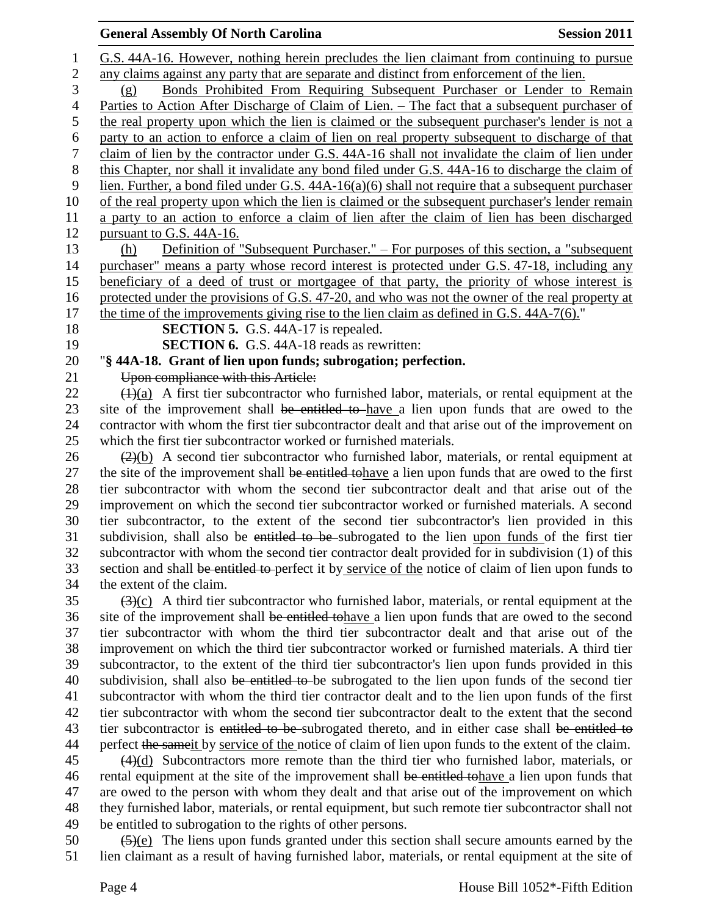G.S. 44A-16. However, nothing herein precludes the lien claimant from continuing to pursue any claims against any party that are separate and distinct from enforcement of the lien.

(g) Bonds Prohibited From Requiring Subsequent Purchaser or Lender to Remain Parties to Action After Discharge of Claim of Lien. – The fact that a subsequent purchaser of the real property upon which the lien is claimed or the subsequent purchaser's lender is not a party to an action to enforce a claim of lien on real property subsequent to discharge of that claim of lien by the contractor under G.S. 44A-16 shall not invalidate the claim of lien under this Chapter, nor shall it invalidate any bond filed under G.S. 44A-16 to discharge the claim of lien. Further, a bond filed under G.S. 44A-16(a)(6) shall not require that a subsequent purchaser of the real property upon which the lien is claimed or the subsequent purchaser's lender remain a party to an action to enforce a claim of lien after the claim of lien has been discharged pursuant to G.S. 44A-16.

(h) Definition of "Subsequent Purchaser." – For purposes of this section, a "subsequent purchaser" means a party whose record interest is protected under G.S. 47-18, including any beneficiary of a deed of trust or mortgagee of that party, the priority of whose interest is protected under the provisions of G.S. 47-20, and who was not the owner of the real property at the time of the improvements giving rise to the lien claim as defined in G.S. 44A-7(6)."

**SECTION 5.** G.S. 44A-17 is repealed.

**SECTION 6.** G.S. 44A-18 reads as rewritten:

"**§ 44A-18. Grant of lien upon funds; subrogation; perfection.**

~~Upon compliance with this Article:~~

~~(1)~~(a) A first tier subcontractor who furnished labor, materials, or rental equipment at the site of the improvement shall ~~be entitled to~~ have a lien upon funds that are owed to the contractor with whom the first tier subcontractor dealt and that arise out of the improvement on which the first tier subcontractor worked or furnished materials.

~~(2)~~(b) A second tier subcontractor who furnished labor, materials, or rental equipment at the site of the improvement shall ~~be entitled to~~have a lien upon funds that are owed to the first tier subcontractor with whom the second tier subcontractor dealt and that arise out of the improvement on which the second tier subcontractor worked or furnished materials. A second tier subcontractor, to the extent of the second tier subcontractor's lien provided in this subdivision, shall also be ~~entitled to be~~ subrogated to the lien upon funds of the first tier subcontractor with whom the second tier contractor dealt provided for in subdivision (1) of this section and shall ~~be entitled to~~ perfect it by service of the notice of claim of lien upon funds to the extent of the claim.

~~(3)~~(c) A third tier subcontractor who furnished labor, materials, or rental equipment at the site of the improvement shall ~~be entitled to~~have a lien upon funds that are owed to the second tier subcontractor with whom the third tier subcontractor dealt and that arise out of the improvement on which the third tier subcontractor worked or furnished materials. A third tier subcontractor, to the extent of the third tier subcontractor's lien upon funds provided in this subdivision, shall also ~~be entitled to~~ be subrogated to the lien upon funds of the second tier subcontractor with whom the third tier contractor dealt and to the lien upon funds of the first tier subcontractor with whom the second tier subcontractor dealt to the extent that the second tier subcontractor is ~~entitled to be~~ subrogated thereto, and in either case shall ~~be entitled to~~ perfect ~~the same~~it by service of the notice of claim of lien upon funds to the extent of the claim.

~~(4)~~(d) Subcontractors more remote than the third tier who furnished labor, materials, or rental equipment at the site of the improvement shall ~~be entitled to~~have a lien upon funds that are owed to the person with whom they dealt and that arise out of the improvement on which they furnished labor, materials, or rental equipment, but such remote tier subcontractor shall not be entitled to subrogation to the rights of other persons.

~~(5)~~(e) The liens upon funds granted under this section shall secure amounts earned by the lien claimant as a result of having furnished labor, materials, or rental equipment at the site of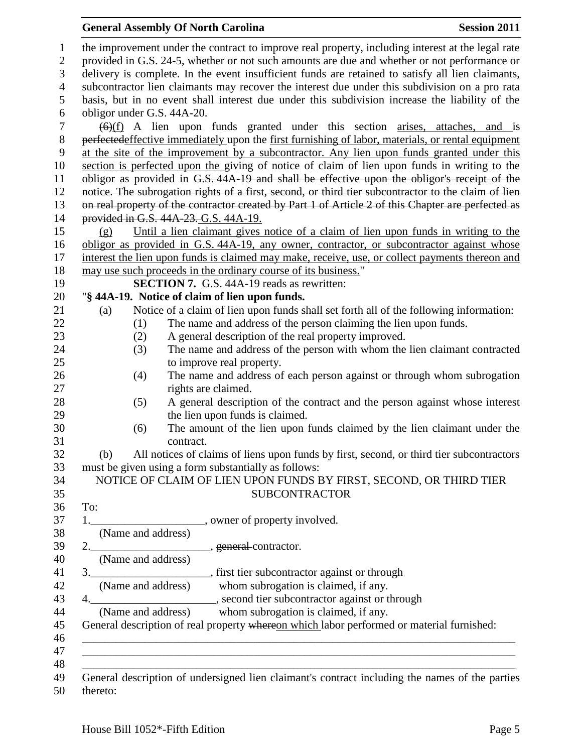the improvement under the contract to improve real property, including interest at the legal rate provided in G.S. 24-5, whether or not such amounts are due and whether or not performance or delivery is complete. In the event insufficient funds are retained to satisfy all lien claimants, subcontractor lien claimants may recover the interest due under this subdivision on a pro rata basis, but in no event shall interest due under this subdivision increase the liability of the obligor under G.S. 44A-20.

~~(6)~~(f) A lien upon funds granted under this section arises, attaches, and is ~~perfected~~effective immediately upon the first furnishing of labor, materials, or rental equipment at the site of the improvement by a subcontractor. Any lien upon funds granted under this section is perfected upon the giving of notice of claim of lien upon funds in writing to the obligor as provided in ~~G.S. 44A-19 and shall be effective upon the obligor's receipt of the notice. The subrogation rights of a first, second, or third tier subcontractor to the claim of lien on real property of the contractor created by Part 1 of Article 2 of this Chapter are perfected as provided in G.S. 44A-23.~~ G.S. 44A-19.

(g) Until a lien claimant gives notice of a claim of lien upon funds in writing to the obligor as provided in G.S. 44A-19, any owner, contractor, or subcontractor against whose interest the lien upon funds is claimed may make, receive, use, or collect payments thereon and may use such proceeds in the ordinary course of its business."

**SECTION 7.** G.S. 44A-19 reads as rewritten:

"**§ 44A-19. Notice of claim of lien upon funds.**

(a) Notice of a claim of lien upon funds shall set forth all of the following information:

(1) The name and address of the person claiming the lien upon funds.

(2) A general description of the real property improved.

(3) The name and address of the person with whom the lien claimant contracted to improve real property.

(4) The name and address of each person against or through whom subrogation rights are claimed.

(5) A general description of the contract and the person against whose interest the lien upon funds is claimed.

(6) The amount of the lien upon funds claimed by the lien claimant under the contract.

(b) All notices of claims of liens upon funds by first, second, or third tier subcontractors must be given using a form substantially as follows:

NOTICE OF CLAIM OF LIEN UPON FUNDS BY FIRST, SECOND, OR THIRD TIER SUBCONTRACTOR

To:

1.____________________, owner of property involved.
(Name and address)

2.____________________, ~~general~~ contractor.
(Name and address)

3.____________________, first tier subcontractor against or through
(Name and address) whom subrogation is claimed, if any.

4.____________________, second tier subcontractor against or through
(Name and address) whom subrogation is claimed, if any.

General description of real property ~~where~~on which labor performed or material furnished:

________________________________________________________________________________

________________________________________________________________________________

________________________________________________________________________________

General description of undersigned lien claimant's contract including the names of the parties thereto: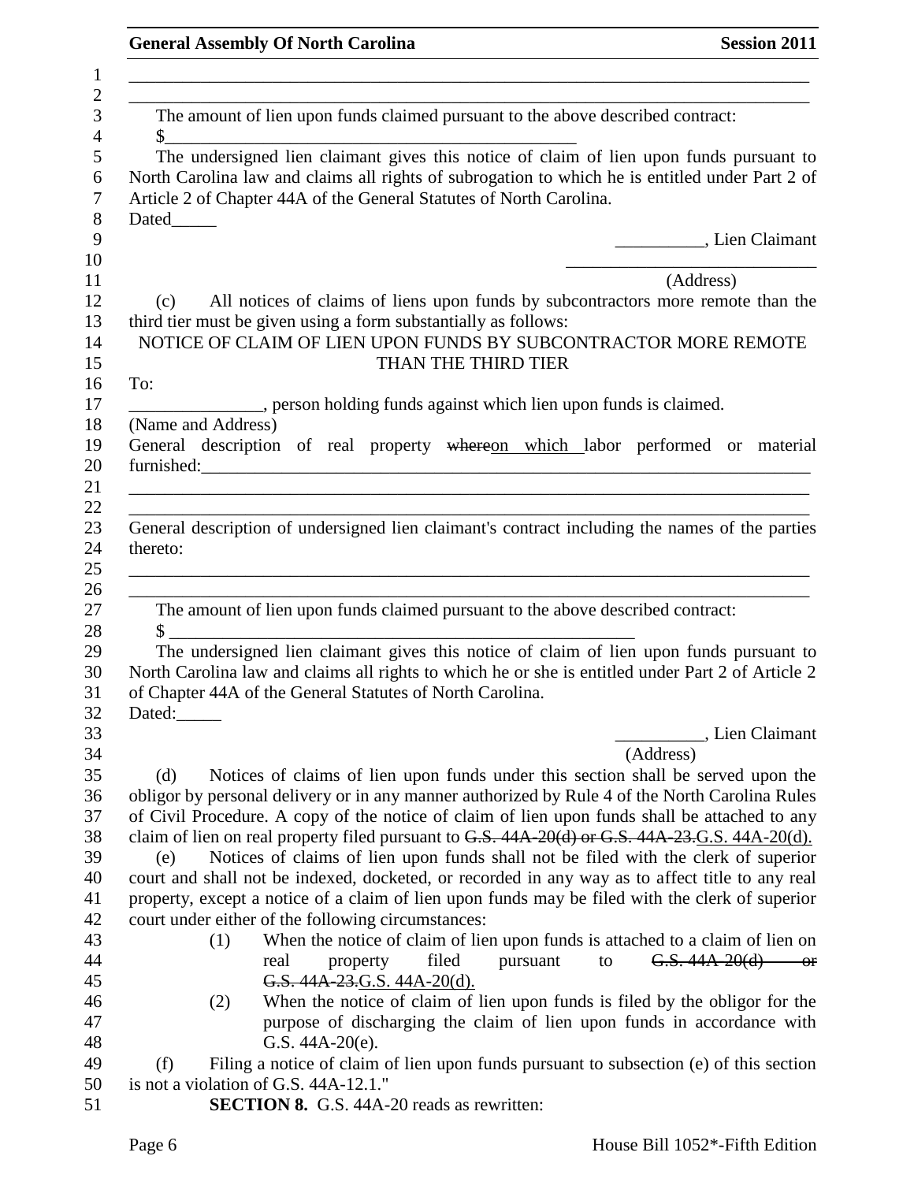\_\_\_\_\_\_\_\_\_\_\_\_\_\_\_\_\_\_\_\_\_\_\_\_\_\_\_\_\_\_\_\_\_\_\_\_\_\_\_\_\_\_\_\_\_\_\_\_\_\_\_\_\_\_\_\_\_\_\_\_\_\_\_\_\_\_\_\_\_\_\_\_\_\_\_\_

\_\_\_\_\_\_\_\_\_\_\_\_\_\_\_\_\_\_\_\_\_\_\_\_\_\_\_\_\_\_\_\_\_\_\_\_\_\_\_\_\_\_\_\_\_\_\_\_\_\_\_\_\_\_\_\_\_\_\_\_\_\_\_\_\_\_\_\_\_\_\_\_\_\_\_\_

The amount of lien upon funds claimed pursuant to the above described contract:

$\_\_\_\_\_\_\_\_\_\_\_\_\_\_\_\_\_\_\_\_\_\_\_\_\_\_\_\_\_\_\_\_\_\_\_\_\_\_\_\_\_\_\_\_\_\_

The undersigned lien claimant gives this notice of claim of lien upon funds pursuant to North Carolina law and claims all rights of subrogation to which he is entitled under Part 2 of Article 2 of Chapter 44A of the General Statutes of North Carolina.

Dated\_\_\_\_\_

\_\_\_\_\_\_\_\_\_\_, Lien Claimant

\_\_\_\_\_\_\_\_\_\_\_\_\_\_\_\_\_\_\_\_\_\_\_\_\_\_\_

(Address)

(c) All notices of claims of liens upon funds by subcontractors more remote than the third tier must be given using a form substantially as follows:

NOTICE OF CLAIM OF LIEN UPON FUNDS BY SUBCONTRACTOR MORE REMOTE THAN THE THIRD TIER

To:

\_\_\_\_\_\_\_\_\_\_\_\_\_\_\_, person holding funds against which lien upon funds is claimed.

(Name and Address)

General description of real property ~~where~~on which labor performed or material furnished:\_\_\_\_\_\_\_\_\_\_\_\_\_\_\_\_\_\_\_\_\_\_\_\_\_\_\_\_\_\_\_\_\_\_\_\_\_\_\_\_\_\_\_\_\_\_\_\_\_\_\_\_\_\_\_\_\_\_\_\_\_\_\_\_

\_\_\_\_\_\_\_\_\_\_\_\_\_\_\_\_\_\_\_\_\_\_\_\_\_\_\_\_\_\_\_\_\_\_\_\_\_\_\_\_\_\_\_\_\_\_\_\_\_\_\_\_\_\_\_\_\_\_\_\_\_\_\_\_\_\_\_\_\_\_\_\_\_\_\_\_

\_\_\_\_\_\_\_\_\_\_\_\_\_\_\_\_\_\_\_\_\_\_\_\_\_\_\_\_\_\_\_\_\_\_\_\_\_\_\_\_\_\_\_\_\_\_\_\_\_\_\_\_\_\_\_\_\_\_\_\_\_\_\_\_\_\_\_\_\_\_\_\_\_\_\_\_

General description of undersigned lien claimant's contract including the names of the parties thereto:

\_\_\_\_\_\_\_\_\_\_\_\_\_\_\_\_\_\_\_\_\_\_\_\_\_\_\_\_\_\_\_\_\_\_\_\_\_\_\_\_\_\_\_\_\_\_\_\_\_\_\_\_\_\_\_\_\_\_\_\_\_\_\_\_\_\_\_\_\_\_\_\_\_\_\_\_

\_\_\_\_\_\_\_\_\_\_\_\_\_\_\_\_\_\_\_\_\_\_\_\_\_\_\_\_\_\_\_\_\_\_\_\_\_\_\_\_\_\_\_\_\_\_\_\_\_\_\_\_\_\_\_\_\_\_\_\_\_\_\_\_\_\_\_\_\_\_\_\_\_\_\_\_

The amount of lien upon funds claimed pursuant to the above described contract:

$ \_\_\_\_\_\_\_\_\_\_\_\_\_\_\_\_\_\_\_\_\_\_\_\_\_\_\_\_\_\_\_\_\_\_\_\_\_\_\_\_\_\_\_\_\_\_\_\_\_\_\_\_\_\_

The undersigned lien claimant gives this notice of claim of lien upon funds pursuant to North Carolina law and claims all rights to which he or she is entitled under Part 2 of Article 2 of Chapter 44A of the General Statutes of North Carolina.

Dated:\_\_\_\_\_

\_\_\_\_\_\_\_\_\_\_, Lien Claimant

(Address)

(d) Notices of claims of lien upon funds under this section shall be served upon the obligor by personal delivery or in any manner authorized by Rule 4 of the North Carolina Rules of Civil Procedure. A copy of the notice of claim of lien upon funds shall be attached to any claim of lien on real property filed pursuant to ~~G.S. 44A-20(d) or G.S. 44A-23.~~G.S. 44A-20(d).

(e) Notices of claims of lien upon funds shall not be filed with the clerk of superior court and shall not be indexed, docketed, or recorded in any way as to affect title to any real property, except a notice of a claim of lien upon funds may be filed with the clerk of superior court under either of the following circumstances:

(1) When the notice of claim of lien upon funds is attached to a claim of lien on real property filed pursuant to ~~G.S. 44A-20(d) or G.S. 44A-23.~~G.S. 44A-20(d).

(2) When the notice of claim of lien upon funds is filed by the obligor for the purpose of discharging the claim of lien upon funds in accordance with G.S. 44A-20(e).

(f) Filing a notice of claim of lien upon funds pursuant to subsection (e) of this section is not a violation of G.S. 44A-12.1."

**SECTION 8.** G.S. 44A-20 reads as rewritten: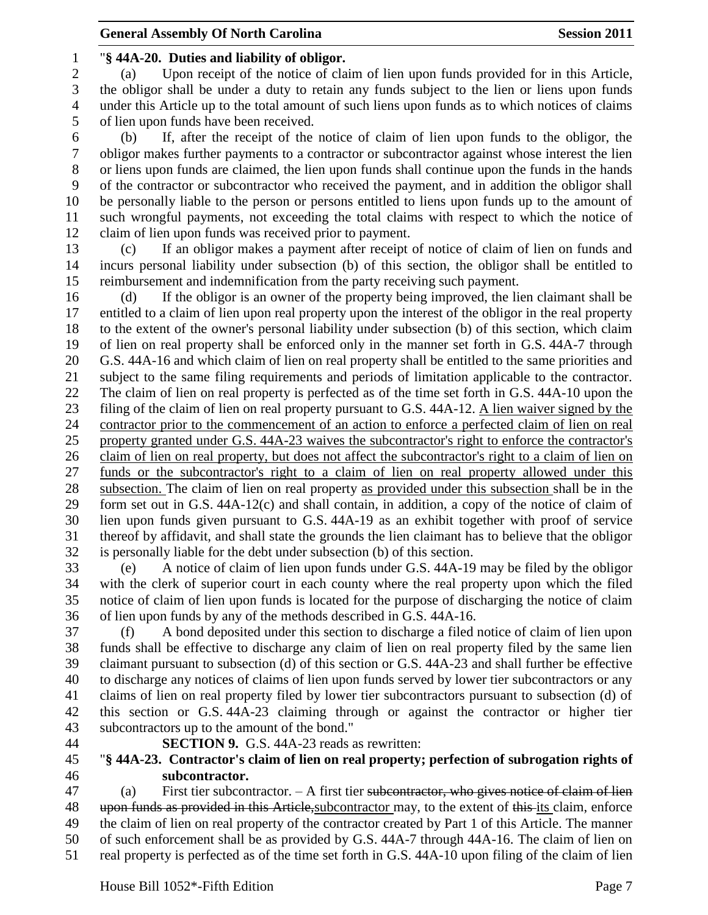"**§ 44A-20. Duties and liability of obligor.**

(a) Upon receipt of the notice of claim of lien upon funds provided for in this Article, the obligor shall be under a duty to retain any funds subject to the lien or liens upon funds under this Article up to the total amount of such liens upon funds as to which notices of claims of lien upon funds have been received.

(b) If, after the receipt of the notice of claim of lien upon funds to the obligor, the obligor makes further payments to a contractor or subcontractor against whose interest the lien or liens upon funds are claimed, the lien upon funds shall continue upon the funds in the hands of the contractor or subcontractor who received the payment, and in addition the obligor shall be personally liable to the person or persons entitled to liens upon funds up to the amount of such wrongful payments, not exceeding the total claims with respect to which the notice of claim of lien upon funds was received prior to payment.

(c) If an obligor makes a payment after receipt of notice of claim of lien on funds and incurs personal liability under subsection (b) of this section, the obligor shall be entitled to reimbursement and indemnification from the party receiving such payment.

(d) If the obligor is an owner of the property being improved, the lien claimant shall be entitled to a claim of lien upon real property upon the interest of the obligor in the real property to the extent of the owner's personal liability under subsection (b) of this section, which claim of lien on real property shall be enforced only in the manner set forth in G.S. 44A-7 through G.S. 44A-16 and which claim of lien on real property shall be entitled to the same priorities and subject to the same filing requirements and periods of limitation applicable to the contractor. The claim of lien on real property is perfected as of the time set forth in G.S. 44A-10 upon the filing of the claim of lien on real property pursuant to G.S. 44A-12. <u>A lien waiver signed by the contractor prior to the commencement of an action to enforce a perfected claim of lien on real property granted under G.S. 44A-23 waives the subcontractor's right to enforce the contractor's claim of lien on real property, but does not affect the subcontractor's right to a claim of lien on funds or the subcontractor's right to a claim of lien on real property allowed under this subsection.</u> The claim of lien on real property <u>as provided under this subsection</u> shall be in the form set out in G.S. 44A-12(c) and shall contain, in addition, a copy of the notice of claim of lien upon funds given pursuant to G.S. 44A-19 as an exhibit together with proof of service thereof by affidavit, and shall state the grounds the lien claimant has to believe that the obligor is personally liable for the debt under subsection (b) of this section.

(e) A notice of claim of lien upon funds under G.S. 44A-19 may be filed by the obligor with the clerk of superior court in each county where the real property upon which the filed notice of claim of lien upon funds is located for the purpose of discharging the notice of claim of lien upon funds by any of the methods described in G.S. 44A-16.

(f) A bond deposited under this section to discharge a filed notice of claim of lien upon funds shall be effective to discharge any claim of lien on real property filed by the same lien claimant pursuant to subsection (d) of this section or G.S. 44A-23 and shall further be effective to discharge any notices of claims of lien upon funds served by lower tier subcontractors or any claims of lien on real property filed by lower tier subcontractors pursuant to subsection (d) of this section or G.S. 44A-23 claiming through or against the contractor or higher tier subcontractors up to the amount of the bond."

**SECTION 9.** G.S. 44A-23 reads as rewritten:

"**§ 44A-23. Contractor's claim of lien on real property; perfection of subrogation rights of subcontractor.**

(a) First tier subcontractor. – A first tier ~~subcontractor, who gives notice of claim of lien upon funds as provided in this Article,~~<u>subcontractor</u> may, to the extent of ~~this~~ <u>its</u> claim, enforce the claim of lien on real property of the contractor created by Part 1 of this Article. The manner of such enforcement shall be as provided by G.S. 44A-7 through 44A-16. The claim of lien on real property is perfected as of the time set forth in G.S. 44A-10 upon filing of the claim of lien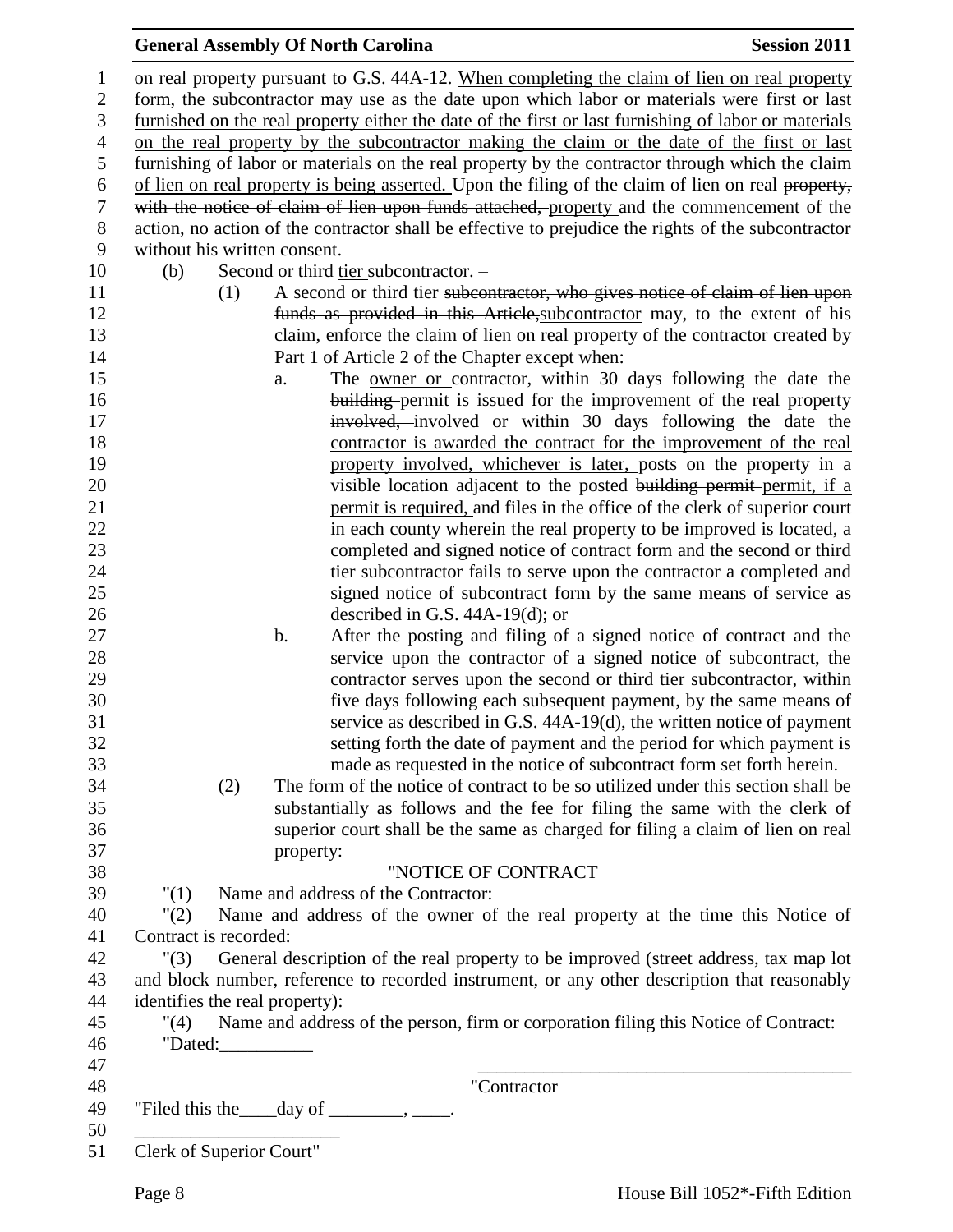on real property pursuant to G.S. 44A-12. When completing the claim of lien on real property form, the subcontractor may use as the date upon which labor or materials were first or last furnished on the real property either the date of the first or last furnishing of labor or materials on the real property by the subcontractor making the claim or the date of the first or last furnishing of labor or materials on the real property by the contractor through which the claim of lien on real property is being asserted. Upon the filing of the claim of lien on real ~~property, with the notice of claim of lien upon funds attached,~~ property and the commencement of the action, no action of the contractor shall be effective to prejudice the rights of the subcontractor without his written consent.

(b) Second or third tier subcontractor. –

(1) A second or third tier ~~subcontractor, who gives notice of claim of lien upon funds as provided in this Article,~~subcontractor may, to the extent of his claim, enforce the claim of lien on real property of the contractor created by Part 1 of Article 2 of the Chapter except when:

a. The owner or contractor, within 30 days following the date the ~~building~~ permit is issued for the improvement of the real property ~~involved,~~ involved or within 30 days following the date the contractor is awarded the contract for the improvement of the real property involved, whichever is later, posts on the property in a visible location adjacent to the posted ~~building permit~~ permit, if a permit is required, and files in the office of the clerk of superior court in each county wherein the real property to be improved is located, a completed and signed notice of contract form and the second or third tier subcontractor fails to serve upon the contractor a completed and signed notice of subcontract form by the same means of service as described in G.S. 44A-19(d); or

b. After the posting and filing of a signed notice of contract and the service upon the contractor of a signed notice of subcontract, the contractor serves upon the second or third tier subcontractor, within five days following each subsequent payment, by the same means of service as described in G.S. 44A-19(d), the written notice of payment setting forth the date of payment and the period for which payment is made as requested in the notice of subcontract form set forth herein.

(2) The form of the notice of contract to be so utilized under this section shall be substantially as follows and the fee for filing the same with the clerk of superior court shall be the same as charged for filing a claim of lien on real property:

"NOTICE OF CONTRACT

"(1) Name and address of the Contractor:

"(2) Name and address of the owner of the real property at the time this Notice of Contract is recorded:

"(3) General description of the real property to be improved (street address, tax map lot and block number, reference to recorded instrument, or any other description that reasonably identifies the real property):

"(4) Name and address of the person, firm or corporation filing this Notice of Contract:

"Dated:__________

_________________________________________

"Contractor

"Filed this the____day of ________, ____.

______________________

Clerk of Superior Court"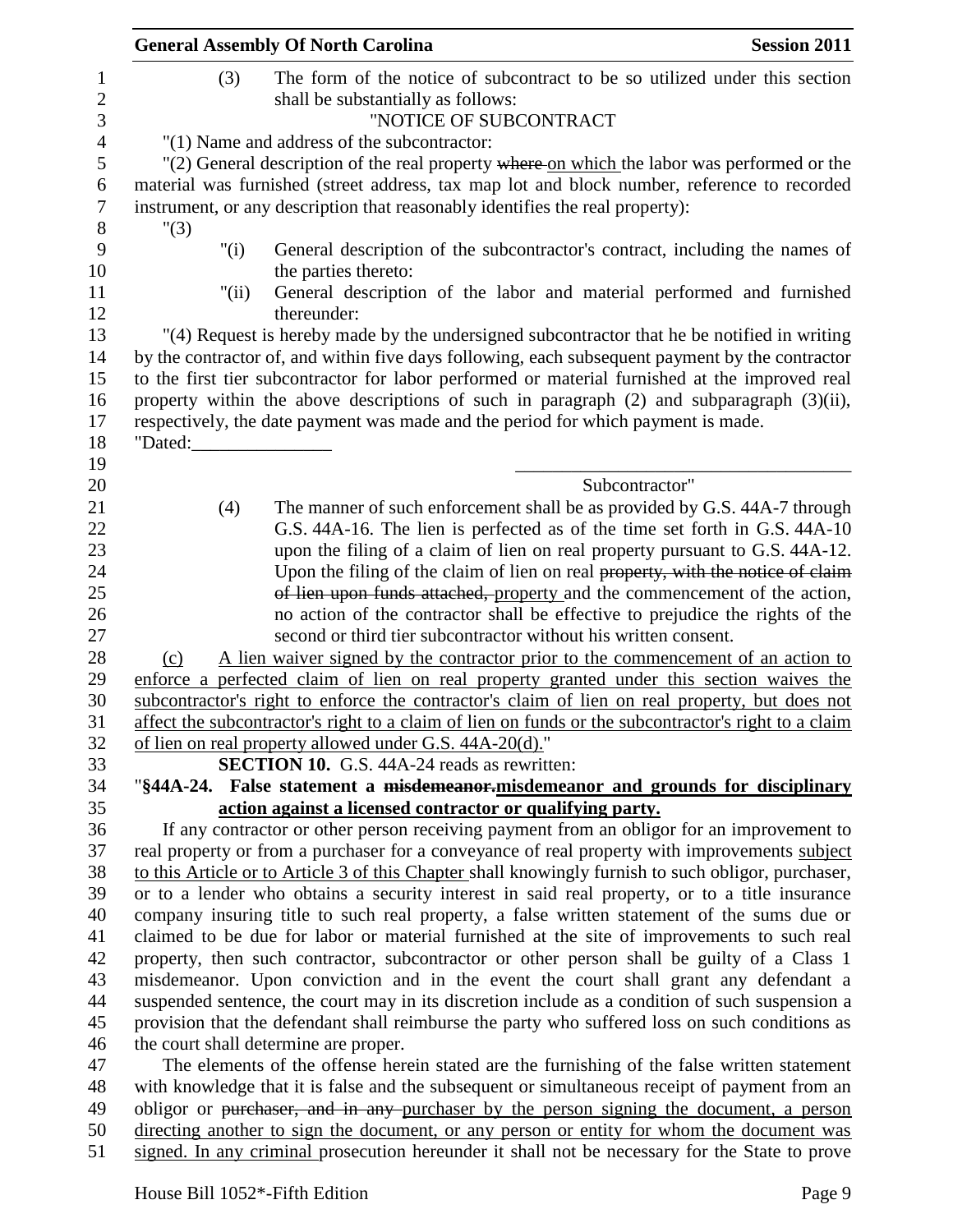(3) The form of the notice of subcontract to be so utilized under this section shall be substantially as follows:

"NOTICE OF SUBCONTRACT

"(1) Name and address of the subcontractor:

"(2) General description of the real property ~~where~~ on which the labor was performed or the material was furnished (street address, tax map lot and block number, reference to recorded instrument, or any description that reasonably identifies the real property):

"(3)

"(i) General description of the subcontractor's contract, including the names of the parties thereto:

"(ii) General description of the labor and material performed and furnished thereunder:

"(4) Request is hereby made by the undersigned subcontractor that he be notified in writing by the contractor of, and within five days following, each subsequent payment by the contractor to the first tier subcontractor for labor performed or material furnished at the improved real property within the above descriptions of such in paragraph (2) and subparagraph (3)(ii), respectively, the date payment was made and the period for which payment is made.

"Dated:_______________

\_\_\_\_\_\_\_\_\_\_\_\_\_\_\_\_\_\_\_\_\_\_\_\_\_\_\_\_\_\_\_\_\_\_\_\_

Subcontractor"

(4) The manner of such enforcement shall be as provided by G.S. 44A-7 through G.S. 44A-16. The lien is perfected as of the time set forth in G.S. 44A-10 upon the filing of a claim of lien on real property pursuant to G.S. 44A-12. Upon the filing of the claim of lien on real ~~property, with the notice of claim of lien upon funds attached,~~ property and the commencement of the action, no action of the contractor shall be effective to prejudice the rights of the second or third tier subcontractor without his written consent.

<u>(c) A lien waiver signed by the contractor prior to the commencement of an action to enforce a perfected claim of lien on real property granted under this section waives the subcontractor's right to enforce the contractor's claim of lien on real property, but does not affect the subcontractor's right to a claim of lien on funds or the subcontractor's right to a claim of lien on real property allowed under G.S. 44A-20(d).</u>"

**SECTION 10.** G.S. 44A-24 reads as rewritten:

"**§44A-24. False statement a ~~misdemeanor.~~ <u>misdemeanor and grounds for disciplinary action against a licensed contractor or qualifying party.</u>**

If any contractor or other person receiving payment from an obligor for an improvement to real property or from a purchaser for a conveyance of real property with improvements <u>subject to this Article or to Article 3 of this Chapter</u> shall knowingly furnish to such obligor, purchaser, or to a lender who obtains a security interest in said real property, or to a title insurance company insuring title to such real property, a false written statement of the sums due or claimed to be due for labor or material furnished at the site of improvements to such real property, then such contractor, subcontractor or other person shall be guilty of a Class 1 misdemeanor. Upon conviction and in the event the court shall grant any defendant a suspended sentence, the court may in its discretion include as a condition of such suspension a provision that the defendant shall reimburse the party who suffered loss on such conditions as the court shall determine are proper.

The elements of the offense herein stated are the furnishing of the false written statement with knowledge that it is false and the subsequent or simultaneous receipt of payment from an obligor or ~~purchaser, and in any~~ <u>purchaser by the person signing the document, a person directing another to sign the document, or any person or entity for whom the document was signed. In any criminal</u> prosecution hereunder it shall not be necessary for the State to prove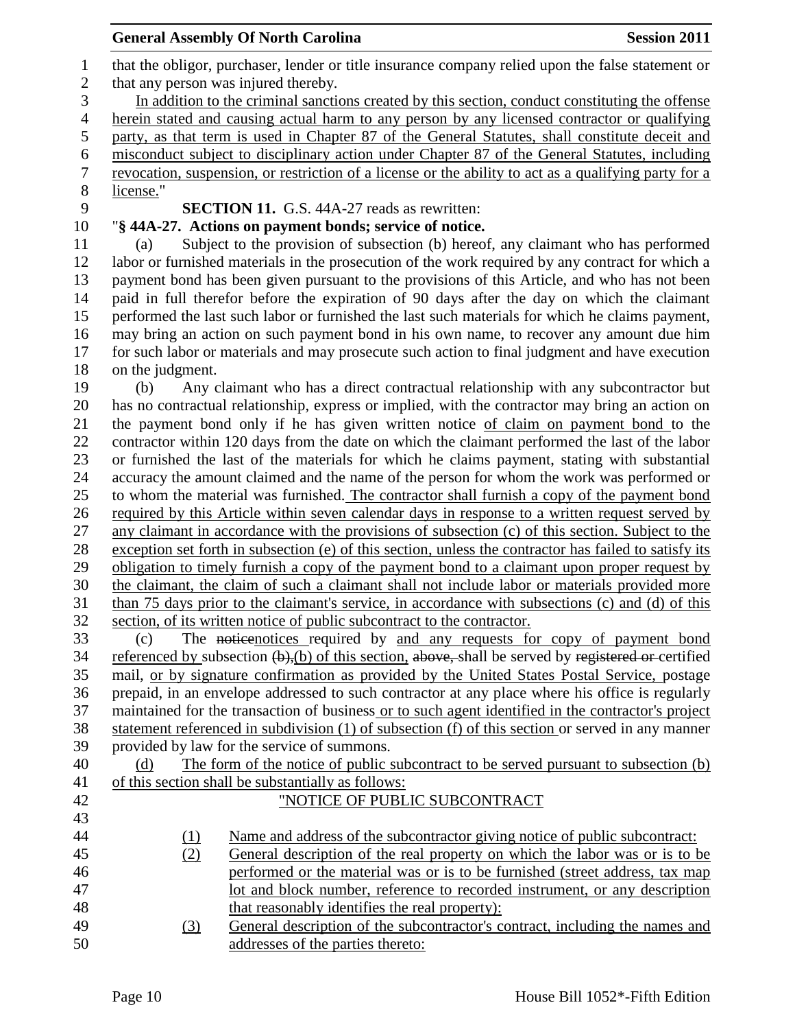that the obligor, purchaser, lender or title insurance company relied upon the false statement or that any person was injured thereby.

In addition to the criminal sanctions created by this section, conduct constituting the offense herein stated and causing actual harm to any person by any licensed contractor or qualifying party, as that term is used in Chapter 87 of the General Statutes, shall constitute deceit and misconduct subject to disciplinary action under Chapter 87 of the General Statutes, including revocation, suspension, or restriction of a license or the ability to act as a qualifying party for a license."

**SECTION 11.** G.S. 44A-27 reads as rewritten:

"**§ 44A-27. Actions on payment bonds; service of notice.**

(a) Subject to the provision of subsection (b) hereof, any claimant who has performed labor or furnished materials in the prosecution of the work required by any contract for which a payment bond has been given pursuant to the provisions of this Article, and who has not been paid in full therefor before the expiration of 90 days after the day on which the claimant performed the last such labor or furnished the last such materials for which he claims payment, may bring an action on such payment bond in his own name, to recover any amount due him for such labor or materials and may prosecute such action to final judgment and have execution on the judgment.

(b) Any claimant who has a direct contractual relationship with any subcontractor but has no contractual relationship, express or implied, with the contractor may bring an action on the payment bond only if he has given written notice of claim on payment bond to the contractor within 120 days from the date on which the claimant performed the last of the labor or furnished the last of the materials for which he claims payment, stating with substantial accuracy the amount claimed and the name of the person for whom the work was performed or to whom the material was furnished. The contractor shall furnish a copy of the payment bond required by this Article within seven calendar days in response to a written request served by any claimant in accordance with the provisions of subsection (c) of this section. Subject to the exception set forth in subsection (e) of this section, unless the contractor has failed to satisfy its obligation to timely furnish a copy of the payment bond to a claimant upon proper request by the claimant, the claim of such a claimant shall not include labor or materials provided more than 75 days prior to the claimant's service, in accordance with subsections (c) and (d) of this section, of its written notice of public subcontract to the contractor.

(c) The ~~notice~~notices required by and any requests for copy of payment bond referenced by subsection ~~(b),~~(b) of this section, ~~above,~~ shall be served by ~~registered or~~ certified mail, or by signature confirmation as provided by the United States Postal Service, postage prepaid, in an envelope addressed to such contractor at any place where his office is regularly maintained for the transaction of business or to such agent identified in the contractor's project statement referenced in subdivision (1) of subsection (f) of this section or served in any manner provided by law for the service of summons.

(d) The form of the notice of public subcontract to be served pursuant to subsection (b) of this section shall be substantially as follows:

"NOTICE OF PUBLIC SUBCONTRACT

(1) Name and address of the subcontractor giving notice of public subcontract:
(2) General description of the real property on which the labor was or is to be performed or the material was or is to be furnished (street address, tax map lot and block number, reference to recorded instrument, or any description that reasonably identifies the real property):
(3) General description of the subcontractor's contract, including the names and addresses of the parties thereto: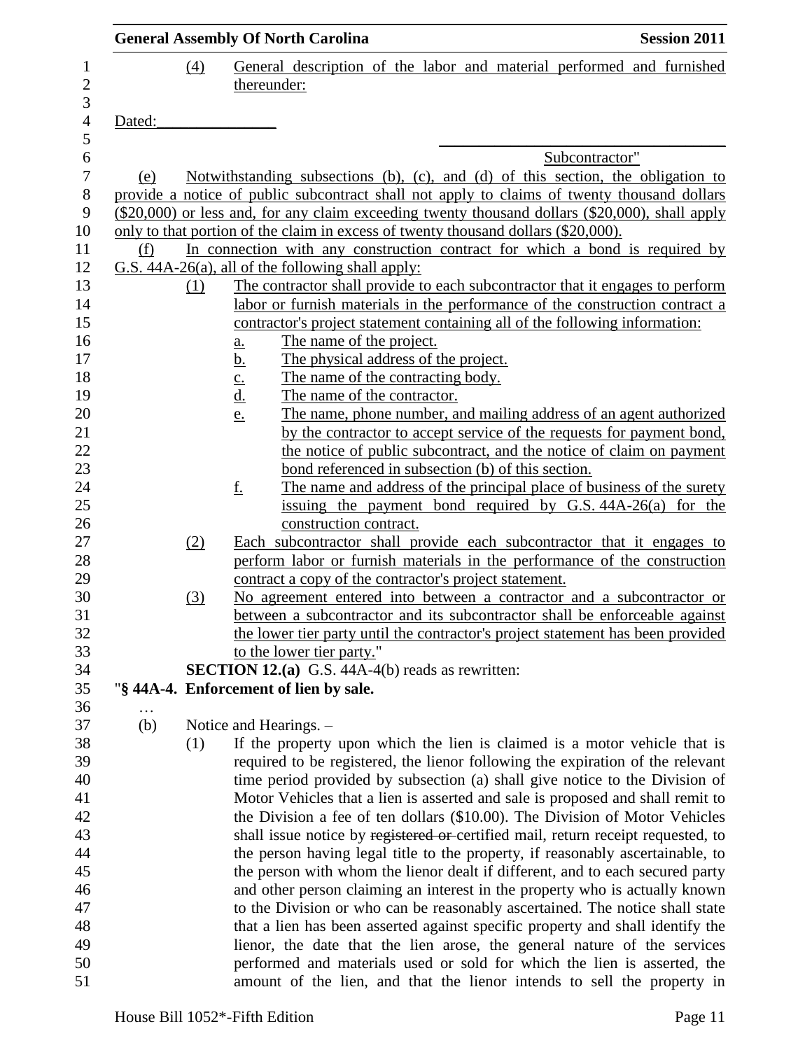(4) General description of the labor and material performed and furnished thereunder:

Dated:_______________

_________________________________

Subcontractor"

(e) Notwithstanding subsections (b), (c), and (d) of this section, the obligation to provide a notice of public subcontract shall not apply to claims of twenty thousand dollars ($20,000) or less and, for any claim exceeding twenty thousand dollars ($20,000), shall apply only to that portion of the claim in excess of twenty thousand dollars ($20,000).

(f) In connection with any construction contract for which a bond is required by G.S. 44A-26(a), all of the following shall apply:

(1) The contractor shall provide to each subcontractor that it engages to perform labor or furnish materials in the performance of the construction contract a contractor's project statement containing all of the following information:

a. The name of the project.

b. The physical address of the project.

c. The name of the contracting body.

d. The name of the contractor.

e. The name, phone number, and mailing address of an agent authorized by the contractor to accept service of the requests for payment bond, the notice of public subcontract, and the notice of claim on payment bond referenced in subsection (b) of this section.

f. The name and address of the principal place of business of the surety issuing the payment bond required by G.S. 44A-26(a) for the construction contract.

(2) Each subcontractor shall provide each subcontractor that it engages to perform labor or furnish materials in the performance of the construction contract a copy of the contractor's project statement.

(3) No agreement entered into between a contractor and a subcontractor or between a subcontractor and its subcontractor shall be enforceable against the lower tier party until the contractor's project statement has been provided to the lower tier party."

**SECTION 12.(a)** G.S. 44A-4(b) reads as rewritten:

"**§ 44A-4. Enforcement of lien by sale.**

…

(b) Notice and Hearings. –

(1) If the property upon which the lien is claimed is a motor vehicle that is required to be registered, the lienor following the expiration of the relevant time period provided by subsection (a) shall give notice to the Division of Motor Vehicles that a lien is asserted and sale is proposed and shall remit to the Division a fee of ten dollars ($10.00). The Division of Motor Vehicles shall issue notice by ~~registered or~~ certified mail, return receipt requested, to the person having legal title to the property, if reasonably ascertainable, to the person with whom the lienor dealt if different, and to each secured party and other person claiming an interest in the property who is actually known to the Division or who can be reasonably ascertained. The notice shall state that a lien has been asserted against specific property and shall identify the lienor, the date that the lien arose, the general nature of the services performed and materials used or sold for which the lien is asserted, the amount of the lien, and that the lienor intends to sell the property in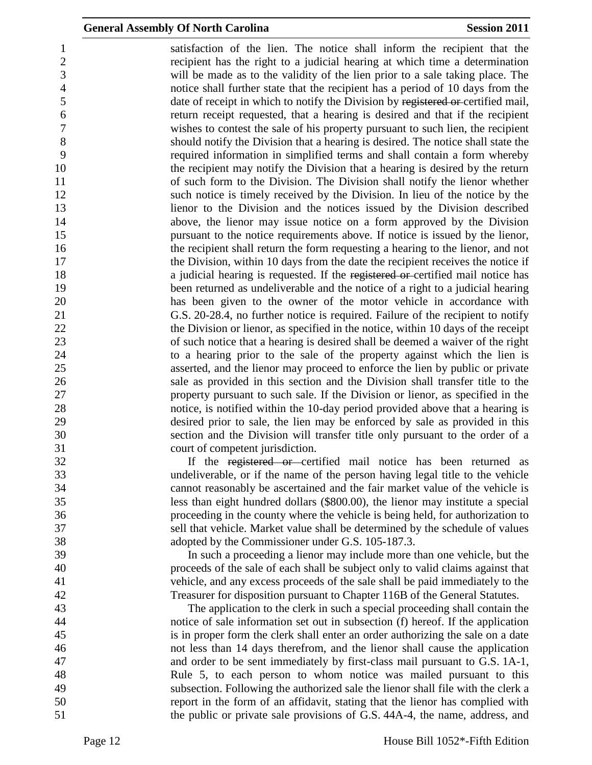satisfaction of the lien. The notice shall inform the recipient that the recipient has the right to a judicial hearing at which time a determination will be made as to the validity of the lien prior to a sale taking place. The notice shall further state that the recipient has a period of 10 days from the date of receipt in which to notify the Division by ~~registered or~~ certified mail, return receipt requested, that a hearing is desired and that if the recipient wishes to contest the sale of his property pursuant to such lien, the recipient should notify the Division that a hearing is desired. The notice shall state the required information in simplified terms and shall contain a form whereby the recipient may notify the Division that a hearing is desired by the return of such form to the Division. The Division shall notify the lienor whether such notice is timely received by the Division. In lieu of the notice by the lienor to the Division and the notices issued by the Division described above, the lienor may issue notice on a form approved by the Division pursuant to the notice requirements above. If notice is issued by the lienor, the recipient shall return the form requesting a hearing to the lienor, and not the Division, within 10 days from the date the recipient receives the notice if a judicial hearing is requested. If the ~~registered or~~ certified mail notice has been returned as undeliverable and the notice of a right to a judicial hearing has been given to the owner of the motor vehicle in accordance with G.S. 20-28.4, no further notice is required. Failure of the recipient to notify the Division or lienor, as specified in the notice, within 10 days of the receipt of such notice that a hearing is desired shall be deemed a waiver of the right to a hearing prior to the sale of the property against which the lien is asserted, and the lienor may proceed to enforce the lien by public or private sale as provided in this section and the Division shall transfer title to the property pursuant to such sale. If the Division or lienor, as specified in the notice, is notified within the 10-day period provided above that a hearing is desired prior to sale, the lien may be enforced by sale as provided in this section and the Division will transfer title only pursuant to the order of a court of competent jurisdiction.

If the ~~registered or~~ certified mail notice has been returned as undeliverable, or if the name of the person having legal title to the vehicle cannot reasonably be ascertained and the fair market value of the vehicle is less than eight hundred dollars ($800.00), the lienor may institute a special proceeding in the county where the vehicle is being held, for authorization to sell that vehicle. Market value shall be determined by the schedule of values adopted by the Commissioner under G.S. 105-187.3.

In such a proceeding a lienor may include more than one vehicle, but the proceeds of the sale of each shall be subject only to valid claims against that vehicle, and any excess proceeds of the sale shall be paid immediately to the Treasurer for disposition pursuant to Chapter 116B of the General Statutes.

The application to the clerk in such a special proceeding shall contain the notice of sale information set out in subsection (f) hereof. If the application is in proper form the clerk shall enter an order authorizing the sale on a date not less than 14 days therefrom, and the lienor shall cause the application and order to be sent immediately by first-class mail pursuant to G.S. 1A-1, Rule 5, to each person to whom notice was mailed pursuant to this subsection. Following the authorized sale the lienor shall file with the clerk a report in the form of an affidavit, stating that the lienor has complied with the public or private sale provisions of G.S. 44A-4, the name, address, and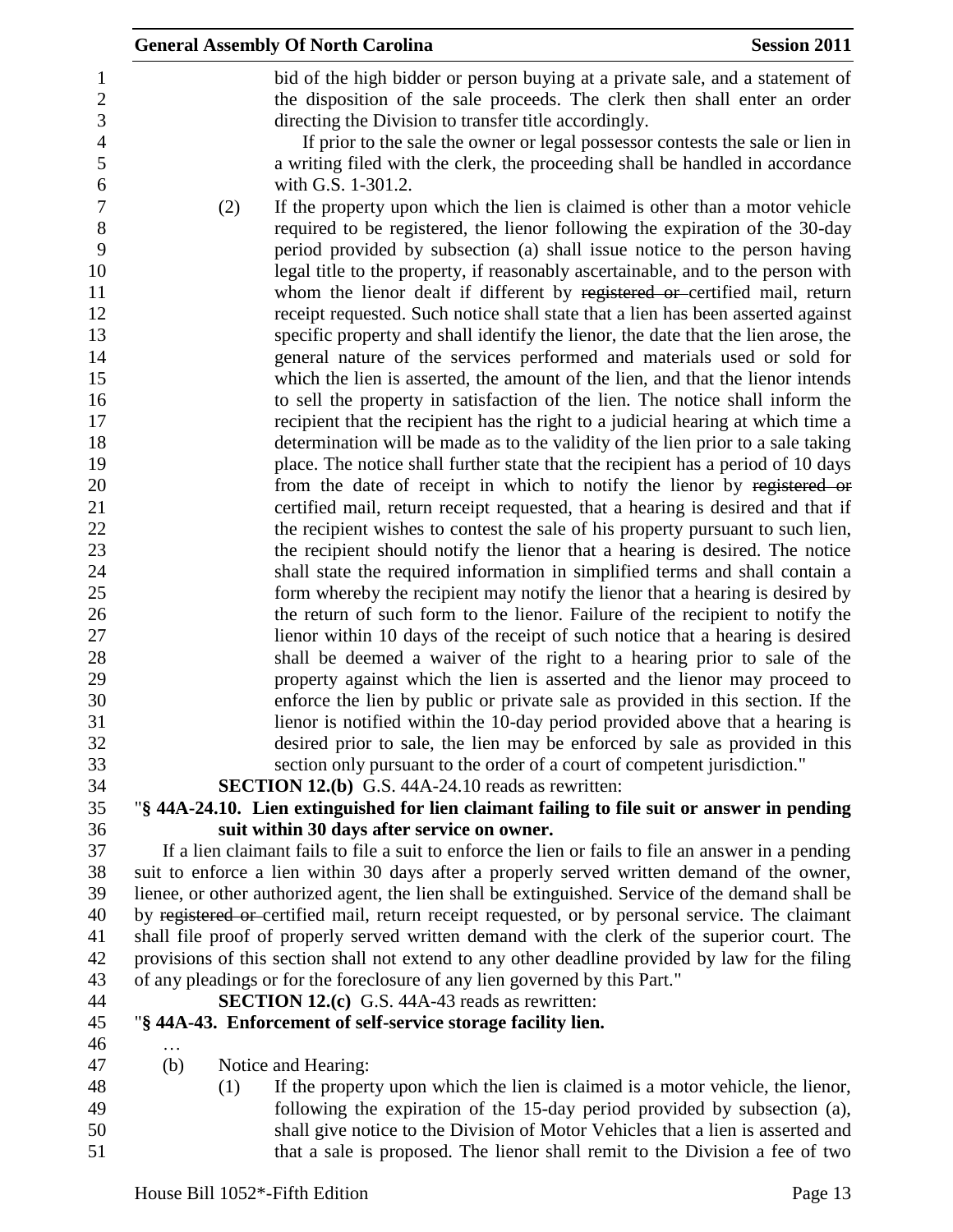bid of the high bidder or person buying at a private sale, and a statement of the disposition of the sale proceeds. The clerk then shall enter an order directing the Division to transfer title accordingly.

If prior to the sale the owner or legal possessor contests the sale or lien in a writing filed with the clerk, the proceeding shall be handled in accordance with G.S. 1-301.2.

(2) If the property upon which the lien is claimed is other than a motor vehicle required to be registered, the lienor following the expiration of the 30-day period provided by subsection (a) shall issue notice to the person having legal title to the property, if reasonably ascertainable, and to the person with whom the lienor dealt if different by ~~registered or~~ certified mail, return receipt requested. Such notice shall state that a lien has been asserted against specific property and shall identify the lienor, the date that the lien arose, the general nature of the services performed and materials used or sold for which the lien is asserted, the amount of the lien, and that the lienor intends to sell the property in satisfaction of the lien. The notice shall inform the recipient that the recipient has the right to a judicial hearing at which time a determination will be made as to the validity of the lien prior to a sale taking place. The notice shall further state that the recipient has a period of 10 days from the date of receipt in which to notify the lienor by ~~registered or~~ certified mail, return receipt requested, that a hearing is desired and that if the recipient wishes to contest the sale of his property pursuant to such lien, the recipient should notify the lienor that a hearing is desired. The notice shall state the required information in simplified terms and shall contain a form whereby the recipient may notify the lienor that a hearing is desired by the return of such form to the lienor. Failure of the recipient to notify the lienor within 10 days of the receipt of such notice that a hearing is desired shall be deemed a waiver of the right to a hearing prior to sale of the property against which the lien is asserted and the lienor may proceed to enforce the lien by public or private sale as provided in this section. If the lienor is notified within the 10-day period provided above that a hearing is desired prior to sale, the lien may be enforced by sale as provided in this section only pursuant to the order of a court of competent jurisdiction."

**SECTION 12.(b)** G.S. 44A-24.10 reads as rewritten:

"**§ 44A-24.10. Lien extinguished for lien claimant failing to file suit or answer in pending suit within 30 days after service on owner.**

If a lien claimant fails to file a suit to enforce the lien or fails to file an answer in a pending suit to enforce a lien within 30 days after a properly served written demand of the owner, lienee, or other authorized agent, the lien shall be extinguished. Service of the demand shall be by ~~registered or~~ certified mail, return receipt requested, or by personal service. The claimant shall file proof of properly served written demand with the clerk of the superior court. The provisions of this section shall not extend to any other deadline provided by law for the filing of any pleadings or for the foreclosure of any lien governed by this Part."

**SECTION 12.(c)** G.S. 44A-43 reads as rewritten:

"**§ 44A-43. Enforcement of self-service storage facility lien.**

…

(b) Notice and Hearing:

(1) If the property upon which the lien is claimed is a motor vehicle, the lienor, following the expiration of the 15-day period provided by subsection (a), shall give notice to the Division of Motor Vehicles that a lien is asserted and that a sale is proposed. The lienor shall remit to the Division a fee of two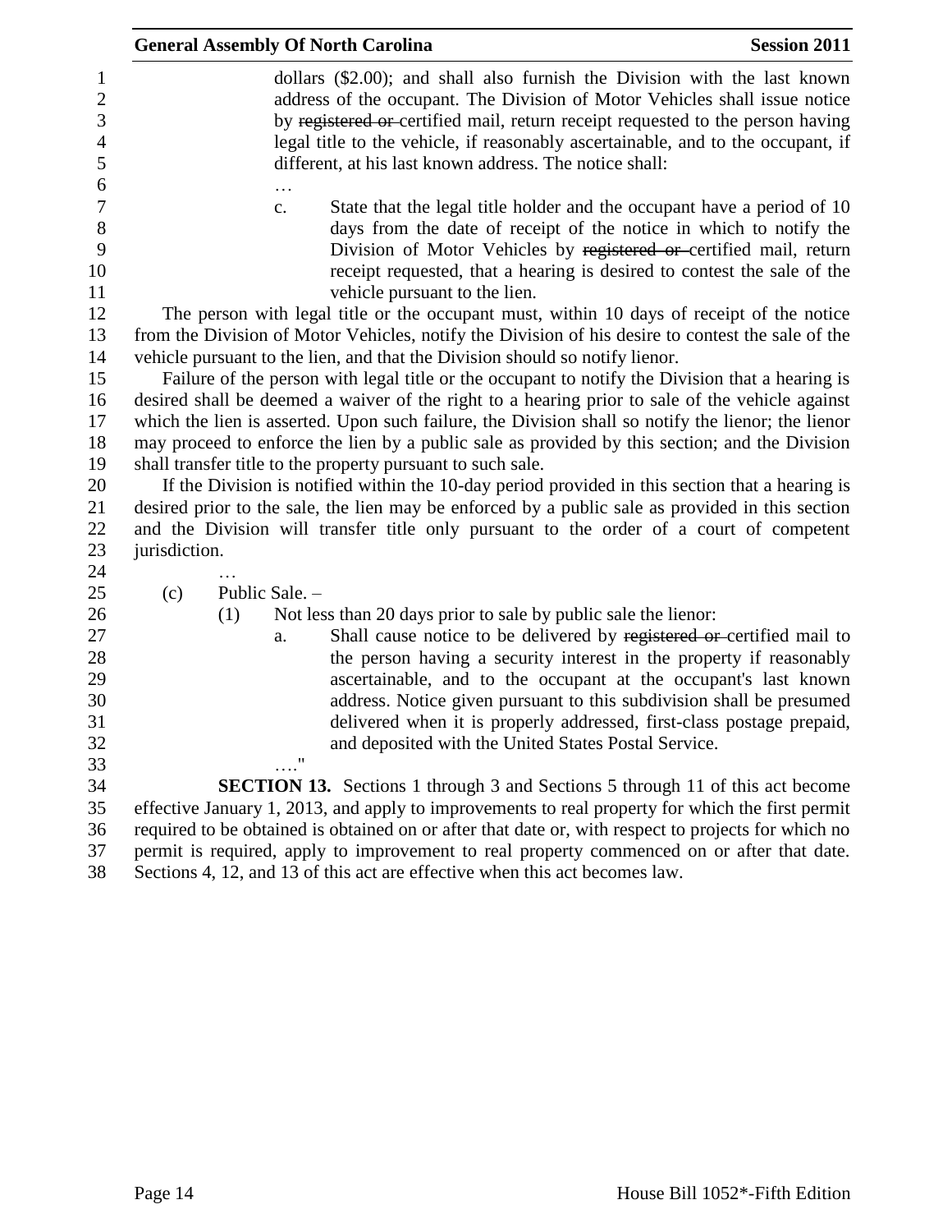dollars ($2.00); and shall also furnish the Division with the last known address of the occupant. The Division of Motor Vehicles shall issue notice by ~~registered or~~ certified mail, return receipt requested to the person having legal title to the vehicle, if reasonably ascertainable, and to the occupant, if different, at his last known address. The notice shall:

…

c. State that the legal title holder and the occupant have a period of 10 days from the date of receipt of the notice in which to notify the Division of Motor Vehicles by ~~registered or~~ certified mail, return receipt requested, that a hearing is desired to contest the sale of the vehicle pursuant to the lien.

The person with legal title or the occupant must, within 10 days of receipt of the notice from the Division of Motor Vehicles, notify the Division of his desire to contest the sale of the vehicle pursuant to the lien, and that the Division should so notify lienor.

Failure of the person with legal title or the occupant to notify the Division that a hearing is desired shall be deemed a waiver of the right to a hearing prior to sale of the vehicle against which the lien is asserted. Upon such failure, the Division shall so notify the lienor; the lienor may proceed to enforce the lien by a public sale as provided by this section; and the Division shall transfer title to the property pursuant to such sale.

If the Division is notified within the 10-day period provided in this section that a hearing is desired prior to the sale, the lien may be enforced by a public sale as provided in this section and the Division will transfer title only pursuant to the order of a court of competent jurisdiction.

…

(c) Public Sale. –

(1) Not less than 20 days prior to sale by public sale the lienor:

a. Shall cause notice to be delivered by ~~registered or~~ certified mail to the person having a security interest in the property if reasonably ascertainable, and to the occupant at the occupant's last known address. Notice given pursuant to this subdivision shall be presumed delivered when it is properly addressed, first-class postage prepaid, and deposited with the United States Postal Service.

…."

**SECTION 13.** Sections 1 through 3 and Sections 5 through 11 of this act become effective January 1, 2013, and apply to improvements to real property for which the first permit required to be obtained is obtained on or after that date or, with respect to projects for which no permit is required, apply to improvement to real property commenced on or after that date. Sections 4, 12, and 13 of this act are effective when this act becomes law.